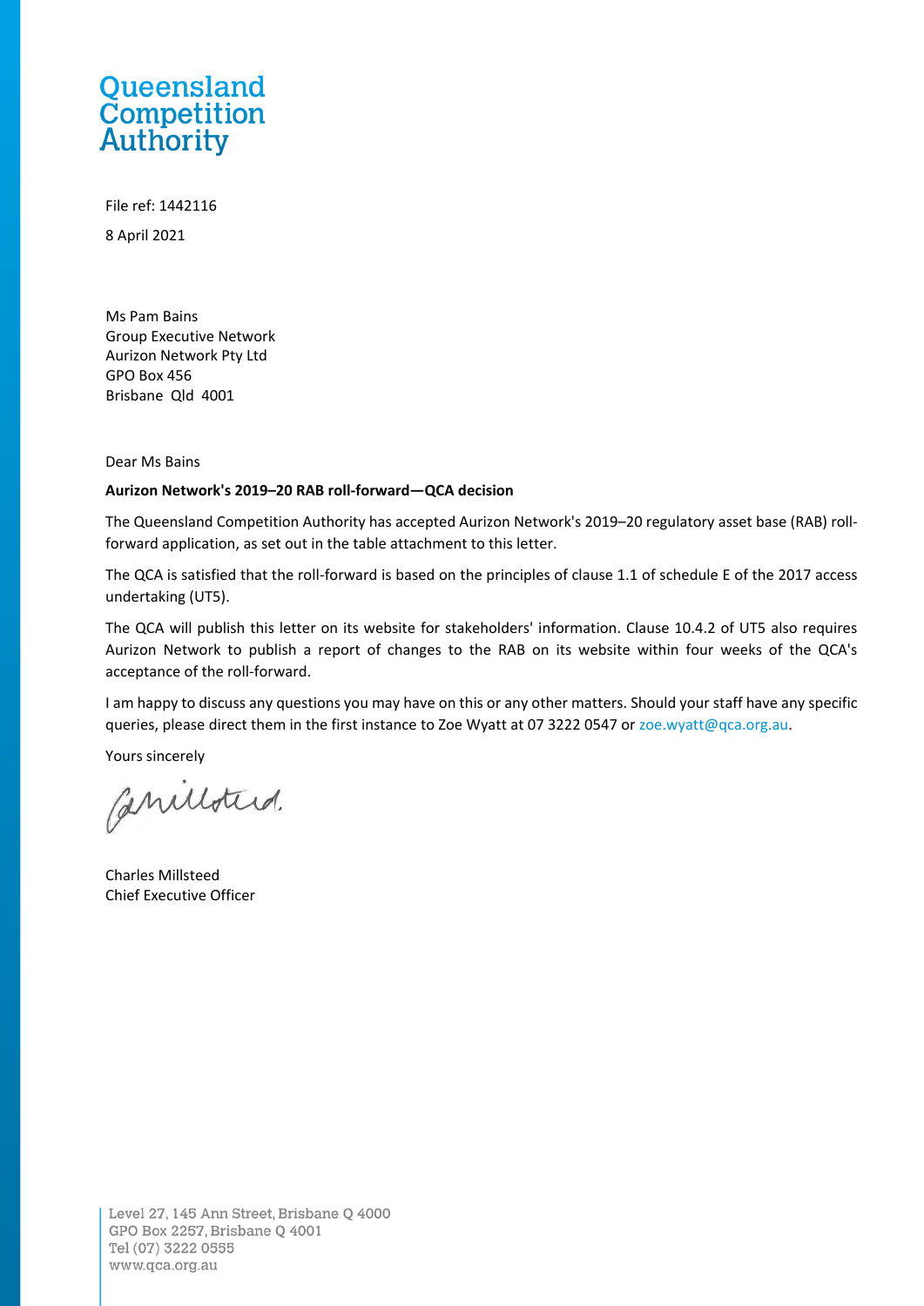Queensland
Competition
Authority

File ref: 1442116

8 April 2021

Ms Pam Bains
Group Executive Network
Aurizon Network Pty Ltd
GPO Box 456
Brisbane Qld 4001

Dear Ms Bains

**Aurizon Network's 2019–20 RAB roll-forward—QCA decision**

The Queensland Competition Authority has accepted Aurizon Network's 2019–20 regulatory asset base (RAB) roll-forward application, as set out in the table attachment to this letter.

The QCA is satisfied that the roll-forward is based on the principles of clause 1.1 of schedule E of the 2017 access undertaking (UT5).

The QCA will publish this letter on its website for stakeholders' information. Clause 10.4.2 of UT5 also requires Aurizon Network to publish a report of changes to the RAB on its website within four weeks of the QCA's acceptance of the roll-forward.

I am happy to discuss any questions you may have on this or any other matters. Should your staff have any specific queries, please direct them in the first instance to Zoe Wyatt at 07 3222 0547 or zoe.wyatt@qca.org.au.

Yours sincerely

Charles Millsteed
Chief Executive Officer

Level 27, 145 Ann Street, Brisbane Q 4000
GPO Box 2257, Brisbane Q 4001
Tel (07) 3222 0555
www.qca.org.au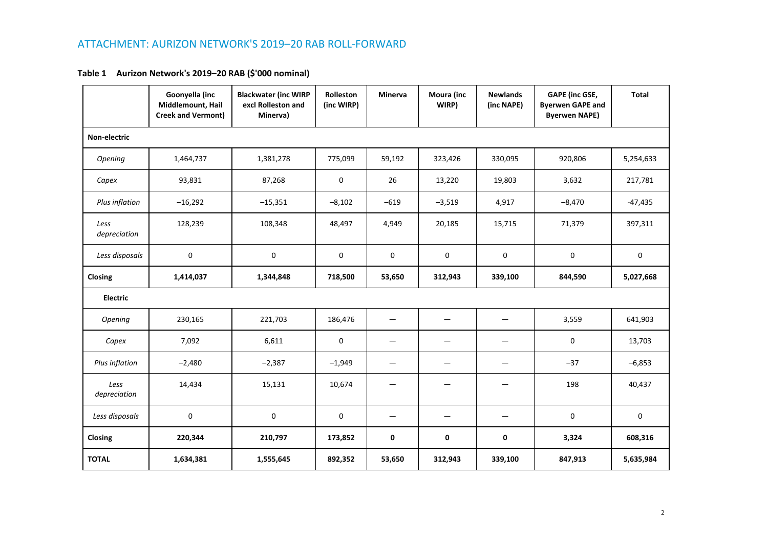## ATTACHMENT: AURIZON NETWORK'S 2019–20 RAB ROLL-FORWARD

**Table 1 Aurizon Network's 2019–20 RAB ($'000 nominal)**

| | Goonyella (inc Middlemount, Hail Creek and Vermont) | Blackwater (inc WIRP excl Rolleston and Minerva) | Rolleston (inc WIRP) | Minerva | Moura (inc WIRP) | Newlands (inc NAPE) | GAPE (inc GSE, Byerwen GAPE and Byerwen NAPE) | Total |
|---|---|---|---|---|---|---|---|---|
| **Non-electric** | | | | | | | | |
| *Opening* | 1,464,737 | 1,381,278 | 775,099 | 59,192 | 323,426 | 330,095 | 920,806 | 5,254,633 |
| *Capex* | 93,831 | 87,268 | 0 | 26 | 13,220 | 19,803 | 3,632 | 217,781 |
| *Plus inflation* | −16,292 | −15,351 | −8,102 | −619 | −3,519 | 4,917 | −8,470 | -47,435 |
| *Less depreciation* | 128,239 | 108,348 | 48,497 | 4,949 | 20,185 | 15,715 | 71,379 | 397,311 |
| *Less disposals* | 0 | 0 | 0 | 0 | 0 | 0 | 0 | 0 |
| **Closing** | **1,414,037** | **1,344,848** | **718,500** | **53,650** | **312,943** | **339,100** | **844,590** | **5,027,668** |
| **Electric** | | | | | | | | |
| *Opening* | 230,165 | 221,703 | 186,476 | — | — | — | 3,559 | 641,903 |
| *Capex* | 7,092 | 6,611 | 0 | — | — | — | 0 | 13,703 |
| *Plus inflation* | −2,480 | −2,387 | −1,949 | — | — | — | −37 | −6,853 |
| *Less depreciation* | 14,434 | 15,131 | 10,674 | — | — | — | 198 | 40,437 |
| *Less disposals* | 0 | 0 | 0 | — | — | — | 0 | 0 |
| **Closing** | **220,344** | **210,797** | **173,852** | **0** | **0** | **0** | **3,324** | **608,316** |
| **TOTAL** | **1,634,381** | **1,555,645** | **892,352** | **53,650** | **312,943** | **339,100** | **847,913** | **5,635,984** |